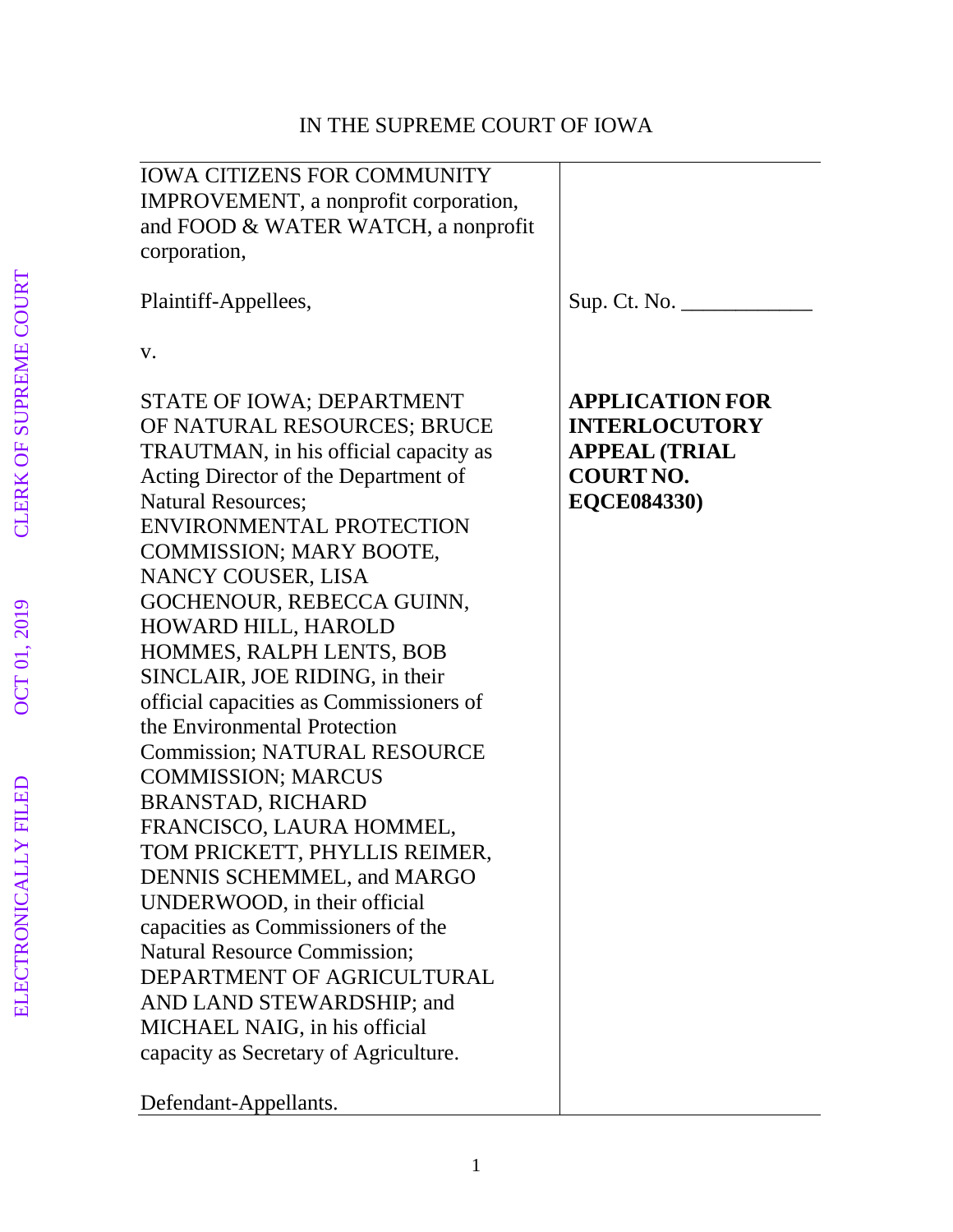IN THE SUPREME COURT OF IOWA

| | |
|---|---|
| IOWA CITIZENS FOR COMMUNITY IMPROVEMENT, a nonprofit corporation, and FOOD & WATER WATCH, a nonprofit corporation,<br><br>Plaintiff-Appellees,<br><br>v.<br><br>STATE OF IOWA; DEPARTMENT OF NATURAL RESOURCES; BRUCE TRAUTMAN, in his official capacity as Acting Director of the Department of Natural Resources; ENVIRONMENTAL PROTECTION COMMISSION; MARY BOOTE, NANCY COUSER, LISA GOCHENOUR, REBECCA GUINN, HOWARD HILL, HAROLD HOMMES, RALPH LENTS, BOB SINCLAIR, JOE RIDING, in their official capacities as Commissioners of the Environmental Protection Commission; NATURAL RESOURCE COMMISSION; MARCUS BRANSTAD, RICHARD FRANCISCO, LAURA HOMMEL, TOM PRICKETT, PHYLLIS REIMER, DENNIS SCHEMMEL, and MARGO UNDERWOOD, in their official capacities as Commissioners of the Natural Resource Commission; DEPARTMENT OF AGRICULTURAL AND LAND STEWARDSHIP; and MICHAEL NAIG, in his official capacity as Secretary of Agriculture.<br><br>Defendant-Appellants. | Sup. Ct. No. ____________<br><br>**APPLICATION FOR INTERLOCUTORY APPEAL (TRIAL COURT NO. EQCE084330)** |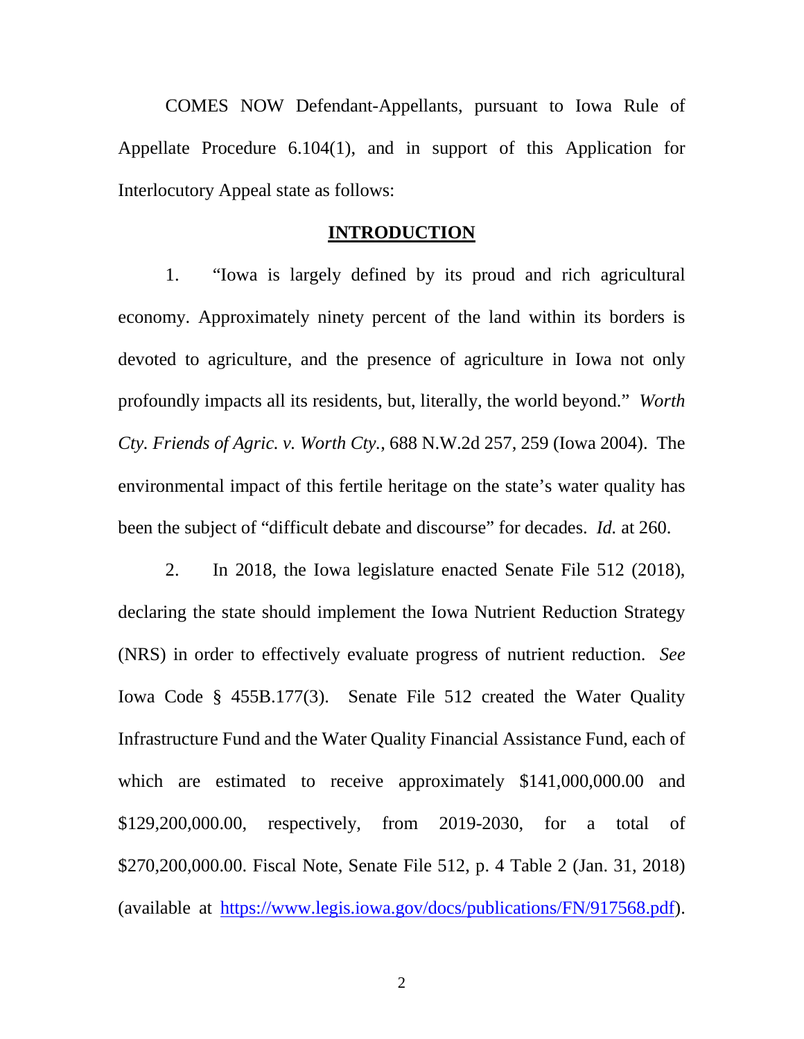COMES NOW Defendant-Appellants, pursuant to Iowa Rule of Appellate Procedure 6.104(1), and in support of this Application for Interlocutory Appeal state as follows:

## **INTRODUCTION**

1. "Iowa is largely defined by its proud and rich agricultural economy. Approximately ninety percent of the land within its borders is devoted to agriculture, and the presence of agriculture in Iowa not only profoundly impacts all its residents, but, literally, the world beyond." *Worth Cty. Friends of Agric. v. Worth Cty.*, 688 N.W.2d 257, 259 (Iowa 2004). The environmental impact of this fertile heritage on the state's water quality has been the subject of "difficult debate and discourse" for decades. *Id.* at 260.

2. In 2018, the Iowa legislature enacted Senate File 512 (2018), declaring the state should implement the Iowa Nutrient Reduction Strategy (NRS) in order to effectively evaluate progress of nutrient reduction. *See* Iowa Code § 455B.177(3). Senate File 512 created the Water Quality Infrastructure Fund and the Water Quality Financial Assistance Fund, each of which are estimated to receive approximately $141,000,000.00 and $129,200,000.00, respectively, from 2019-2030, for a total of $270,200,000.00. Fiscal Note, Senate File 512, p. 4 Table 2 (Jan. 31, 2018) (available at https://www.legis.iowa.gov/docs/publications/FN/917568.pdf).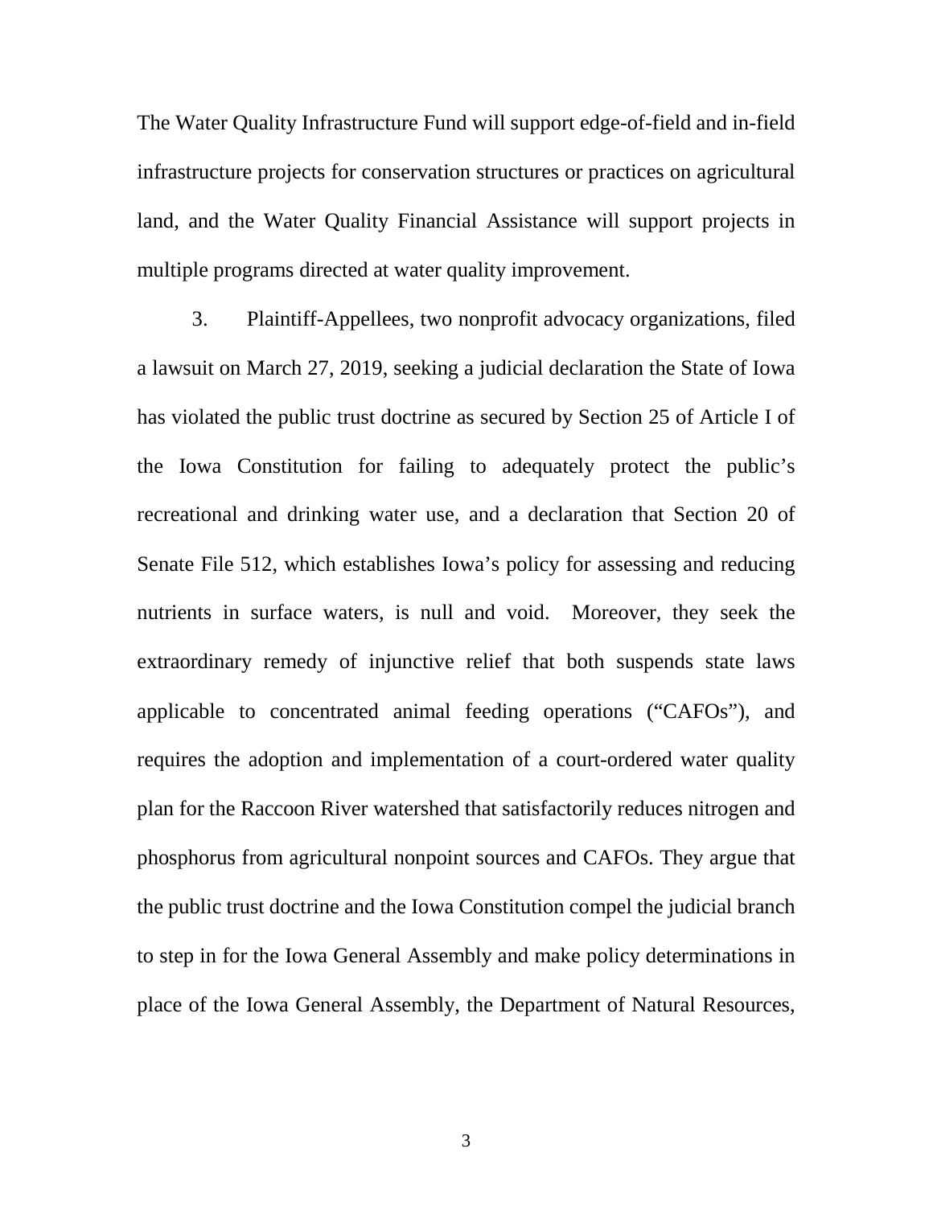The Water Quality Infrastructure Fund will support edge-of-field and in-field infrastructure projects for conservation structures or practices on agricultural land, and the Water Quality Financial Assistance will support projects in multiple programs directed at water quality improvement.

3. Plaintiff-Appellees, two nonprofit advocacy organizations, filed a lawsuit on March 27, 2019, seeking a judicial declaration the State of Iowa has violated the public trust doctrine as secured by Section 25 of Article I of the Iowa Constitution for failing to adequately protect the public's recreational and drinking water use, and a declaration that Section 20 of Senate File 512, which establishes Iowa's policy for assessing and reducing nutrients in surface waters, is null and void. Moreover, they seek the extraordinary remedy of injunctive relief that both suspends state laws applicable to concentrated animal feeding operations ("CAFOs"), and requires the adoption and implementation of a court-ordered water quality plan for the Raccoon River watershed that satisfactorily reduces nitrogen and phosphorus from agricultural nonpoint sources and CAFOs. They argue that the public trust doctrine and the Iowa Constitution compel the judicial branch to step in for the Iowa General Assembly and make policy determinations in place of the Iowa General Assembly, the Department of Natural Resources,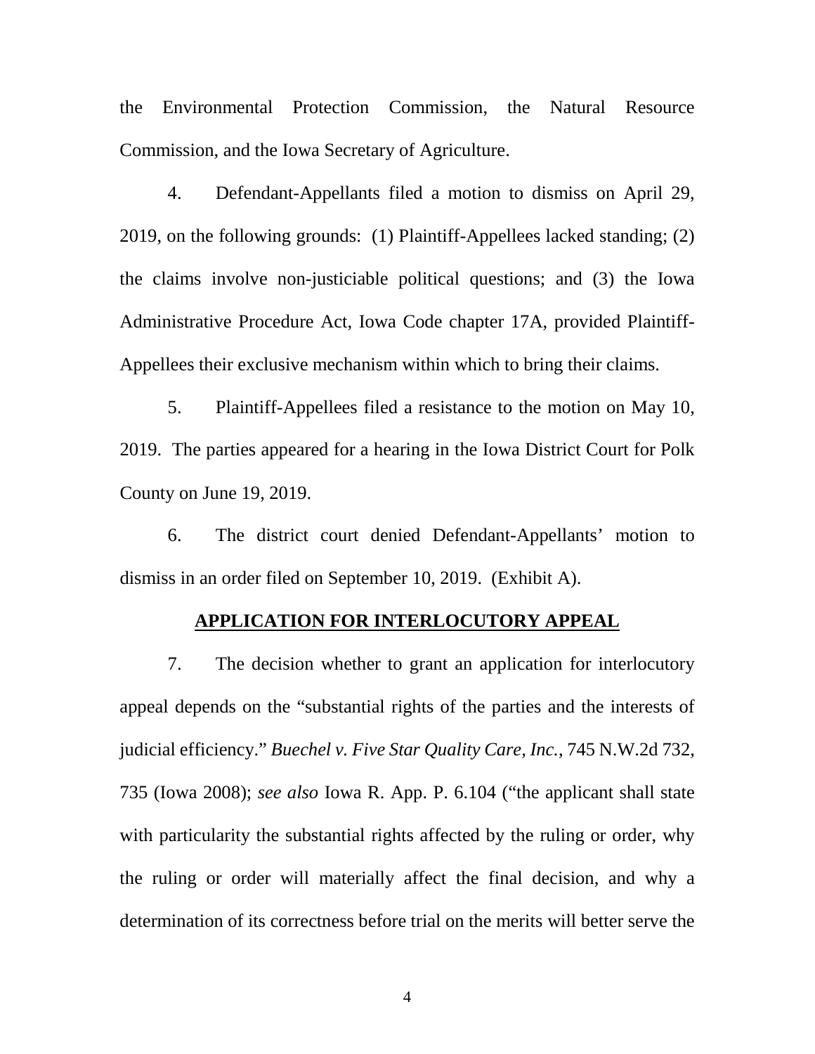the Environmental Protection Commission, the Natural Resource Commission, and the Iowa Secretary of Agriculture.

4. Defendant-Appellants filed a motion to dismiss on April 29, 2019, on the following grounds: (1) Plaintiff-Appellees lacked standing; (2) the claims involve non-justiciable political questions; and (3) the Iowa Administrative Procedure Act, Iowa Code chapter 17A, provided Plaintiff-Appellees their exclusive mechanism within which to bring their claims.

5. Plaintiff-Appellees filed a resistance to the motion on May 10, 2019. The parties appeared for a hearing in the Iowa District Court for Polk County on June 19, 2019.

6. The district court denied Defendant-Appellants' motion to dismiss in an order filed on September 10, 2019. (Exhibit A).

**APPLICATION FOR INTERLOCUTORY APPEAL**

7. The decision whether to grant an application for interlocutory appeal depends on the "substantial rights of the parties and the interests of judicial efficiency." *Buechel v. Five Star Quality Care, Inc.*, 745 N.W.2d 732, 735 (Iowa 2008); *see also* Iowa R. App. P. 6.104 ("the applicant shall state with particularity the substantial rights affected by the ruling or order, why the ruling or order will materially affect the final decision, and why a determination of its correctness before trial on the merits will better serve the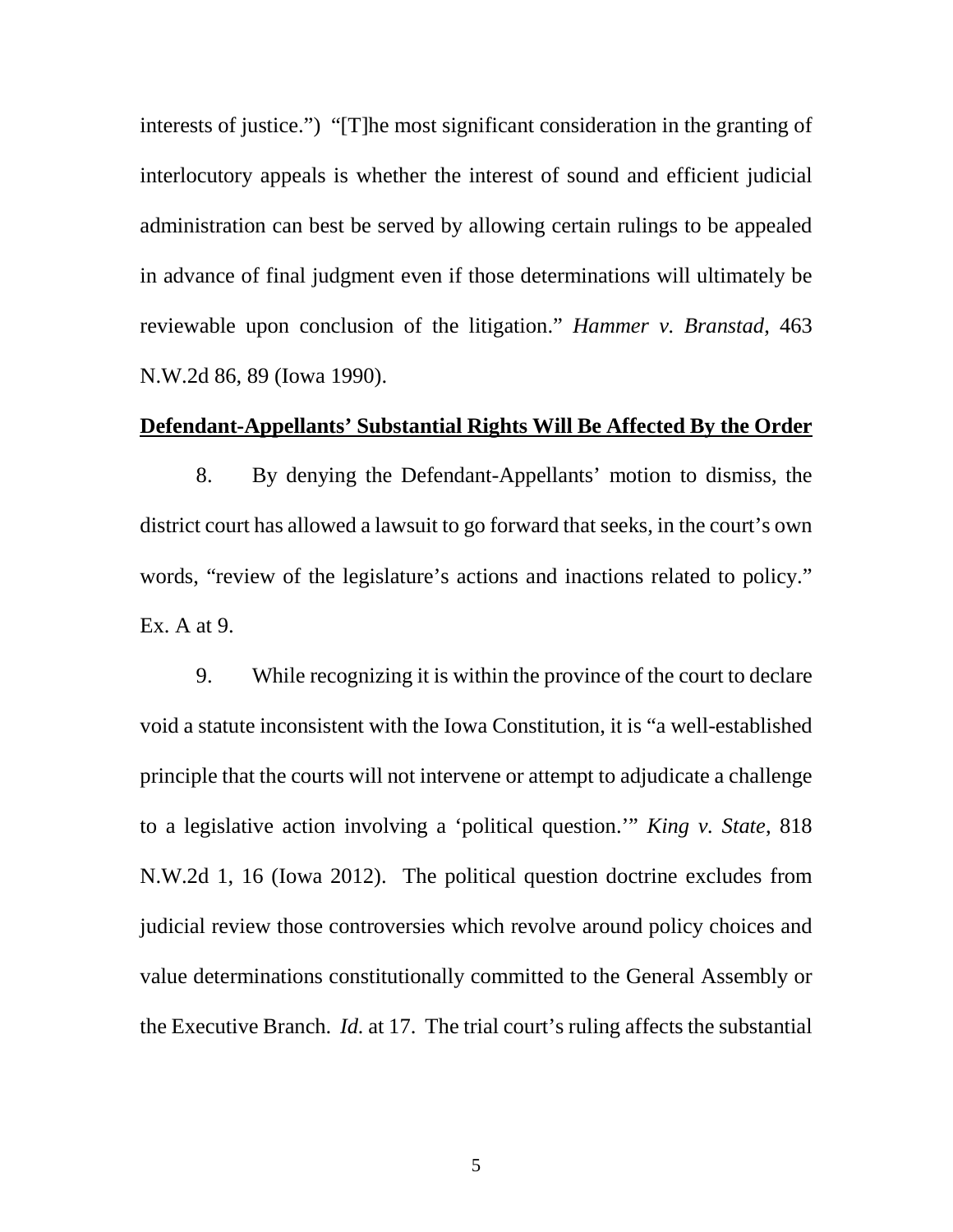interests of justice.") "[T]he most significant consideration in the granting of interlocutory appeals is whether the interest of sound and efficient judicial administration can best be served by allowing certain rulings to be appealed in advance of final judgment even if those determinations will ultimately be reviewable upon conclusion of the litigation." *Hammer v. Branstad*, 463 N.W.2d 86, 89 (Iowa 1990).

**Defendant-Appellants' Substantial Rights Will Be Affected By the Order**

8. By denying the Defendant-Appellants' motion to dismiss, the district court has allowed a lawsuit to go forward that seeks, in the court's own words, "review of the legislature's actions and inactions related to policy." Ex. A at 9.

9. While recognizing it is within the province of the court to declare void a statute inconsistent with the Iowa Constitution, it is "a well-established principle that the courts will not intervene or attempt to adjudicate a challenge to a legislative action involving a 'political question.'" *King v. State*, 818 N.W.2d 1, 16 (Iowa 2012). The political question doctrine excludes from judicial review those controversies which revolve around policy choices and value determinations constitutionally committed to the General Assembly or the Executive Branch. *Id.* at 17. The trial court's ruling affects the substantial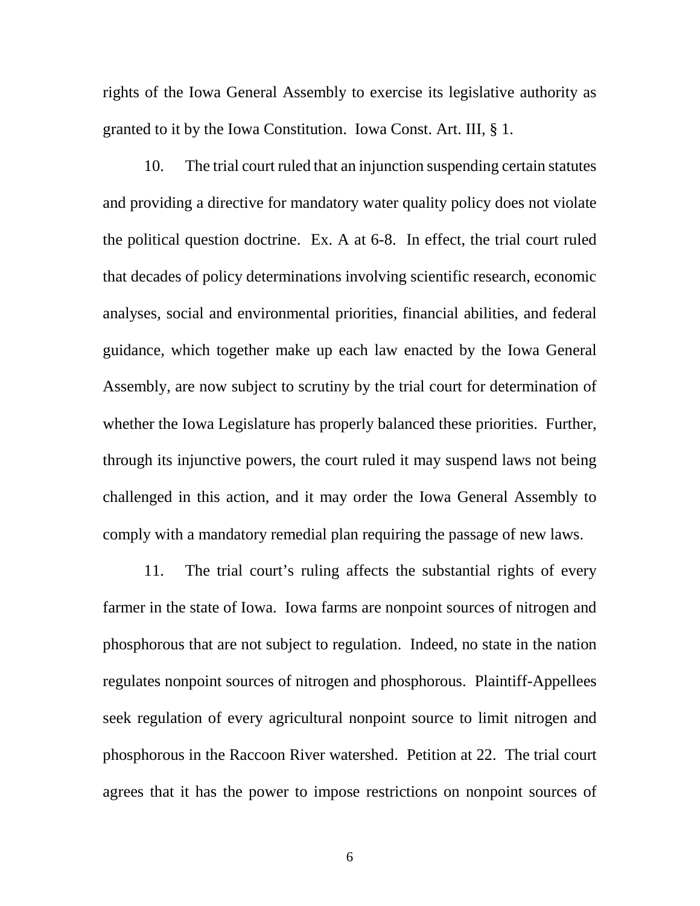rights of the Iowa General Assembly to exercise its legislative authority as granted to it by the Iowa Constitution. Iowa Const. Art. III, § 1.

10. The trial court ruled that an injunction suspending certain statutes and providing a directive for mandatory water quality policy does not violate the political question doctrine. Ex. A at 6-8. In effect, the trial court ruled that decades of policy determinations involving scientific research, economic analyses, social and environmental priorities, financial abilities, and federal guidance, which together make up each law enacted by the Iowa General Assembly, are now subject to scrutiny by the trial court for determination of whether the Iowa Legislature has properly balanced these priorities. Further, through its injunctive powers, the court ruled it may suspend laws not being challenged in this action, and it may order the Iowa General Assembly to comply with a mandatory remedial plan requiring the passage of new laws.

11. The trial court's ruling affects the substantial rights of every farmer in the state of Iowa. Iowa farms are nonpoint sources of nitrogen and phosphorous that are not subject to regulation. Indeed, no state in the nation regulates nonpoint sources of nitrogen and phosphorous. Plaintiff-Appellees seek regulation of every agricultural nonpoint source to limit nitrogen and phosphorous in the Raccoon River watershed. Petition at 22. The trial court agrees that it has the power to impose restrictions on nonpoint sources of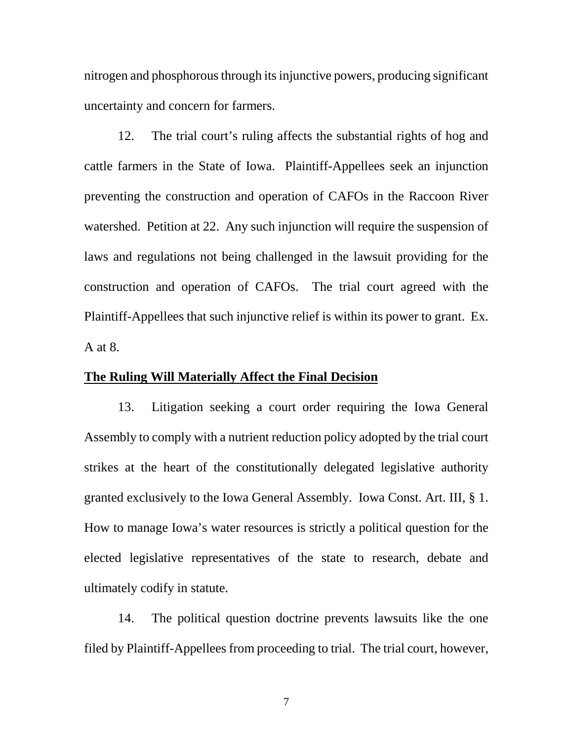nitrogen and phosphorous through its injunctive powers, producing significant uncertainty and concern for farmers.

12. The trial court's ruling affects the substantial rights of hog and cattle farmers in the State of Iowa. Plaintiff-Appellees seek an injunction preventing the construction and operation of CAFOs in the Raccoon River watershed. Petition at 22. Any such injunction will require the suspension of laws and regulations not being challenged in the lawsuit providing for the construction and operation of CAFOs. The trial court agreed with the Plaintiff-Appellees that such injunctive relief is within its power to grant. Ex. A at 8.

**The Ruling Will Materially Affect the Final Decision**

13. Litigation seeking a court order requiring the Iowa General Assembly to comply with a nutrient reduction policy adopted by the trial court strikes at the heart of the constitutionally delegated legislative authority granted exclusively to the Iowa General Assembly. Iowa Const. Art. III, § 1. How to manage Iowa's water resources is strictly a political question for the elected legislative representatives of the state to research, debate and ultimately codify in statute.

14. The political question doctrine prevents lawsuits like the one filed by Plaintiff-Appellees from proceeding to trial. The trial court, however,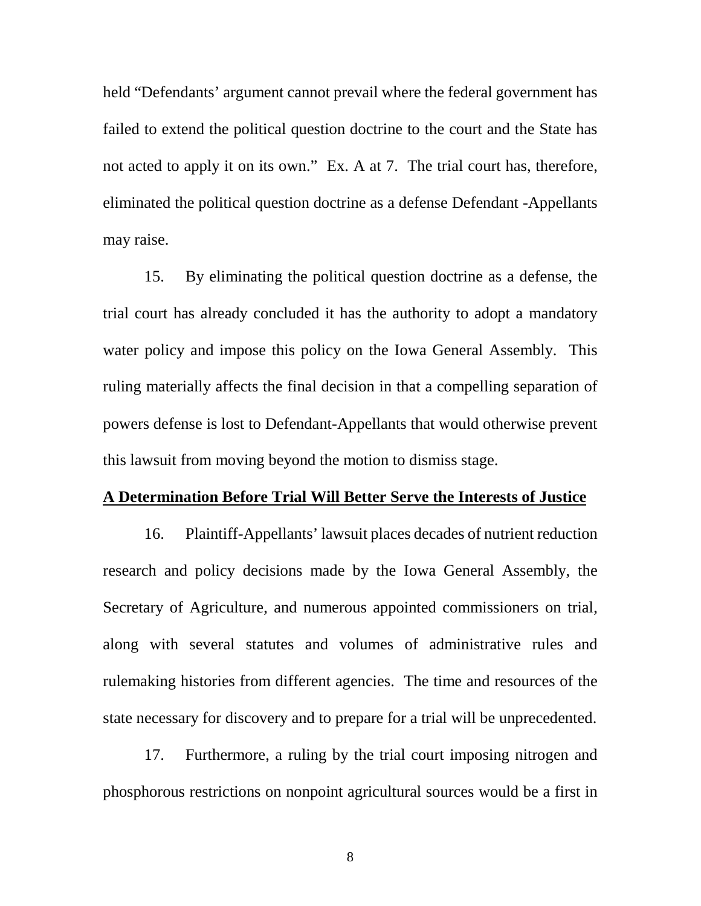held "Defendants' argument cannot prevail where the federal government has failed to extend the political question doctrine to the court and the State has not acted to apply it on its own." Ex. A at 7. The trial court has, therefore, eliminated the political question doctrine as a defense Defendant -Appellants may raise.

15. By eliminating the political question doctrine as a defense, the trial court has already concluded it has the authority to adopt a mandatory water policy and impose this policy on the Iowa General Assembly. This ruling materially affects the final decision in that a compelling separation of powers defense is lost to Defendant-Appellants that would otherwise prevent this lawsuit from moving beyond the motion to dismiss stage.

**A Determination Before Trial Will Better Serve the Interests of Justice**

16. Plaintiff-Appellants' lawsuit places decades of nutrient reduction research and policy decisions made by the Iowa General Assembly, the Secretary of Agriculture, and numerous appointed commissioners on trial, along with several statutes and volumes of administrative rules and rulemaking histories from different agencies. The time and resources of the state necessary for discovery and to prepare for a trial will be unprecedented.

17. Furthermore, a ruling by the trial court imposing nitrogen and phosphorous restrictions on nonpoint agricultural sources would be a first in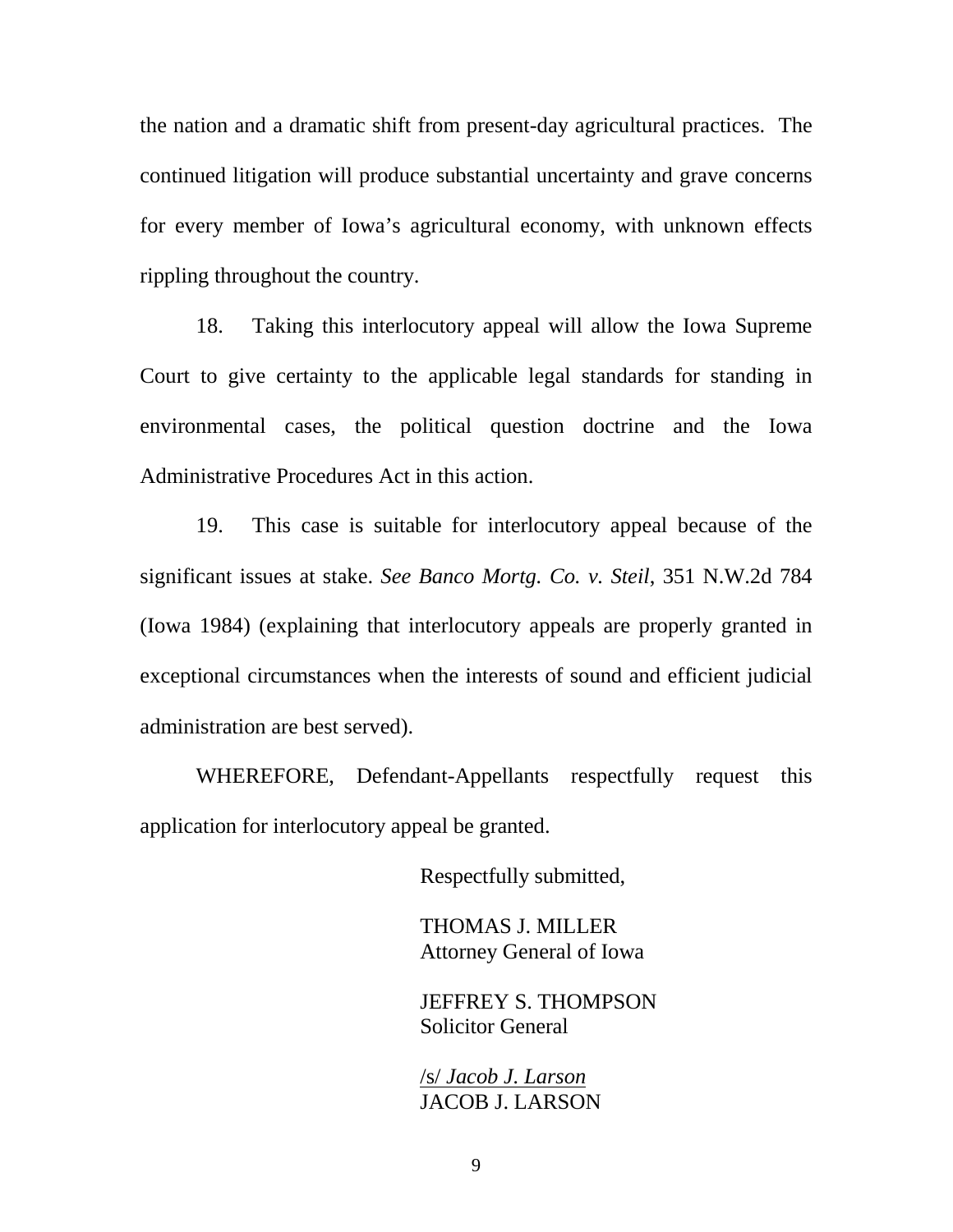the nation and a dramatic shift from present-day agricultural practices. The continued litigation will produce substantial uncertainty and grave concerns for every member of Iowa's agricultural economy, with unknown effects rippling throughout the country.

18. Taking this interlocutory appeal will allow the Iowa Supreme Court to give certainty to the applicable legal standards for standing in environmental cases, the political question doctrine and the Iowa Administrative Procedures Act in this action.

19. This case is suitable for interlocutory appeal because of the significant issues at stake. *See Banco Mortg. Co. v. Steil*, 351 N.W.2d 784 (Iowa 1984) (explaining that interlocutory appeals are properly granted in exceptional circumstances when the interests of sound and efficient judicial administration are best served).

WHEREFORE, Defendant-Appellants respectfully request this application for interlocutory appeal be granted.

Respectfully submitted,

THOMAS J. MILLER
Attorney General of Iowa

JEFFREY S. THOMPSON
Solicitor General

/s/ *Jacob J. Larson*
JACOB J. LARSON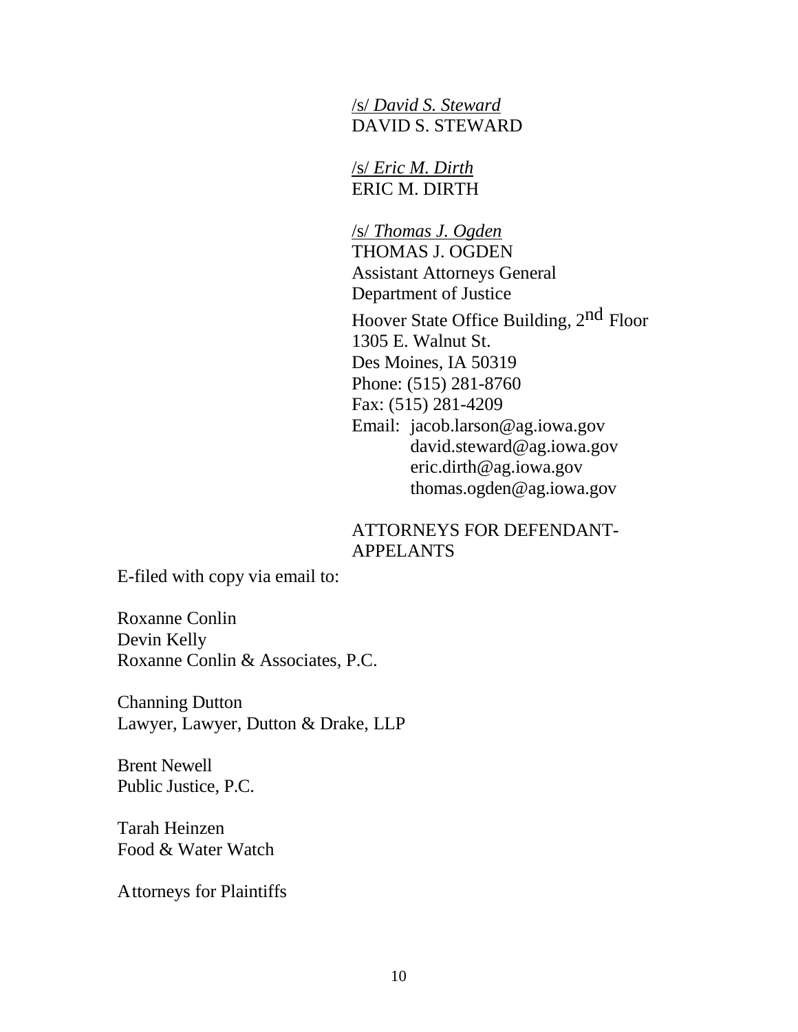/s/ *David S. Steward*
DAVID S. STEWARD

/s/ *Eric M. Dirth*
ERIC M. DIRTH

/s/ *Thomas J. Ogden*
THOMAS J. OGDEN
Assistant Attorneys General
Department of Justice
Hoover State Office Building, 2nd Floor
1305 E. Walnut St.
Des Moines, IA 50319
Phone: (515) 281-8760
Fax: (515) 281-4209
Email: jacob.larson@ag.iowa.gov
david.steward@ag.iowa.gov
eric.dirth@ag.iowa.gov
thomas.ogden@ag.iowa.gov

ATTORNEYS FOR DEFENDANT-APPELANTS

E-filed with copy via email to:

Roxanne Conlin
Devin Kelly
Roxanne Conlin & Associates, P.C.

Channing Dutton
Lawyer, Lawyer, Dutton & Drake, LLP

Brent Newell
Public Justice, P.C.

Tarah Heinzen
Food & Water Watch

Attorneys for Plaintiffs